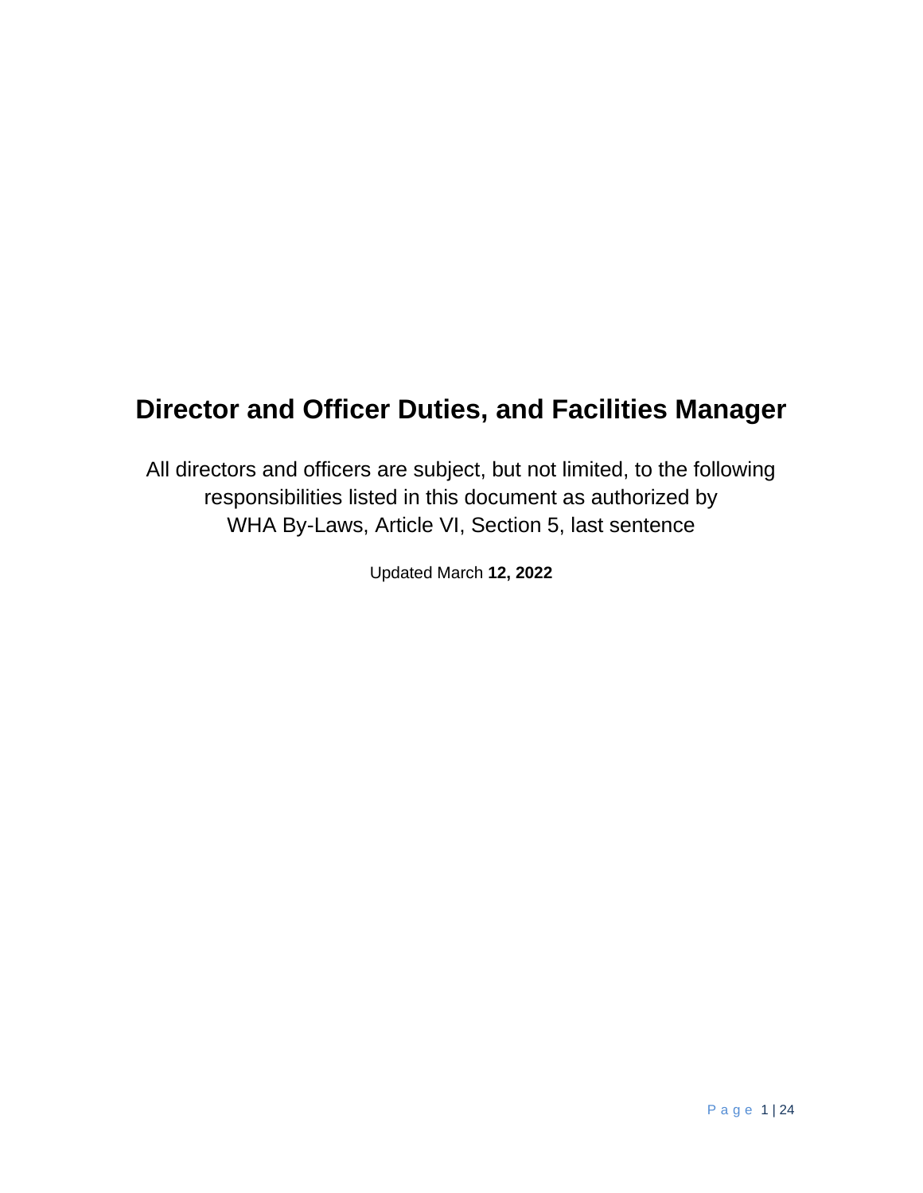# Director and Officer Duties, and Facilities Manager

All directors and officers are subject, but not limited, to the following responsibilities listed in this document as authorized by
WHA By-Laws, Article VI, Section 5, last sentence

Updated March **12, 2022**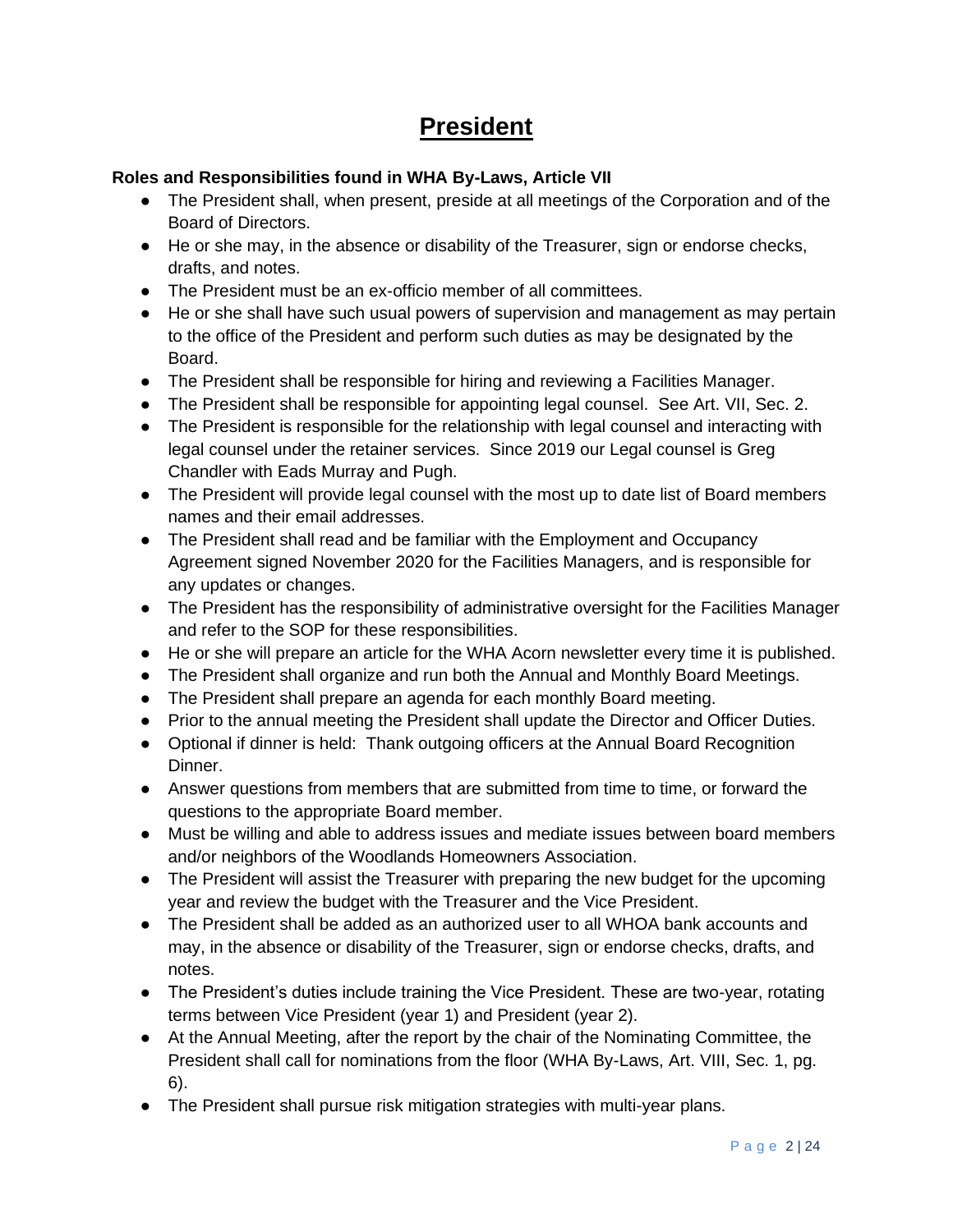# President

**Roles and Responsibilities found in WHA By-Laws, Article VII**

- The President shall, when present, preside at all meetings of the Corporation and of the Board of Directors.
- He or she may, in the absence or disability of the Treasurer, sign or endorse checks, drafts, and notes.
- The President must be an ex-officio member of all committees.
- He or she shall have such usual powers of supervision and management as may pertain to the office of the President and perform such duties as may be designated by the Board.
- The President shall be responsible for hiring and reviewing a Facilities Manager.
- The President shall be responsible for appointing legal counsel. See Art. VII, Sec. 2.
- The President is responsible for the relationship with legal counsel and interacting with legal counsel under the retainer services. Since 2019 our Legal counsel is Greg Chandler with Eads Murray and Pugh.
- The President will provide legal counsel with the most up to date list of Board members names and their email addresses.
- The President shall read and be familiar with the Employment and Occupancy Agreement signed November 2020 for the Facilities Managers, and is responsible for any updates or changes.
- The President has the responsibility of administrative oversight for the Facilities Manager and refer to the SOP for these responsibilities.
- He or she will prepare an article for the WHA Acorn newsletter every time it is published.
- The President shall organize and run both the Annual and Monthly Board Meetings.
- The President shall prepare an agenda for each monthly Board meeting.
- Prior to the annual meeting the President shall update the Director and Officer Duties.
- Optional if dinner is held: Thank outgoing officers at the Annual Board Recognition Dinner.
- Answer questions from members that are submitted from time to time, or forward the questions to the appropriate Board member.
- Must be willing and able to address issues and mediate issues between board members and/or neighbors of the Woodlands Homeowners Association.
- The President will assist the Treasurer with preparing the new budget for the upcoming year and review the budget with the Treasurer and the Vice President.
- The President shall be added as an authorized user to all WHOA bank accounts and may, in the absence or disability of the Treasurer, sign or endorse checks, drafts, and notes.
- The President's duties include training the Vice President. These are two-year, rotating terms between Vice President (year 1) and President (year 2).
- At the Annual Meeting, after the report by the chair of the Nominating Committee, the President shall call for nominations from the floor (WHA By-Laws, Art. VIII, Sec. 1, pg. 6).
- The President shall pursue risk mitigation strategies with multi-year plans.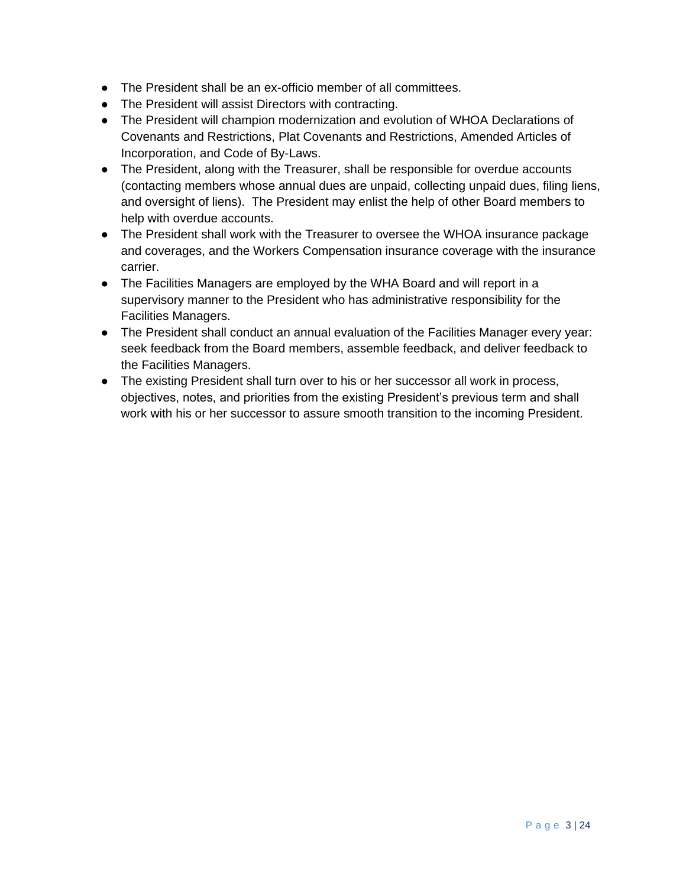- The President shall be an ex-officio member of all committees.
- The President will assist Directors with contracting.
- The President will champion modernization and evolution of WHOA Declarations of Covenants and Restrictions, Plat Covenants and Restrictions, Amended Articles of Incorporation, and Code of By-Laws.
- The President, along with the Treasurer, shall be responsible for overdue accounts (contacting members whose annual dues are unpaid, collecting unpaid dues, filing liens, and oversight of liens). The President may enlist the help of other Board members to help with overdue accounts.
- The President shall work with the Treasurer to oversee the WHOA insurance package and coverages, and the Workers Compensation insurance coverage with the insurance carrier.
- The Facilities Managers are employed by the WHA Board and will report in a supervisory manner to the President who has administrative responsibility for the Facilities Managers.
- The President shall conduct an annual evaluation of the Facilities Manager every year: seek feedback from the Board members, assemble feedback, and deliver feedback to the Facilities Managers.
- The existing President shall turn over to his or her successor all work in process, objectives, notes, and priorities from the existing President's previous term and shall work with his or her successor to assure smooth transition to the incoming President.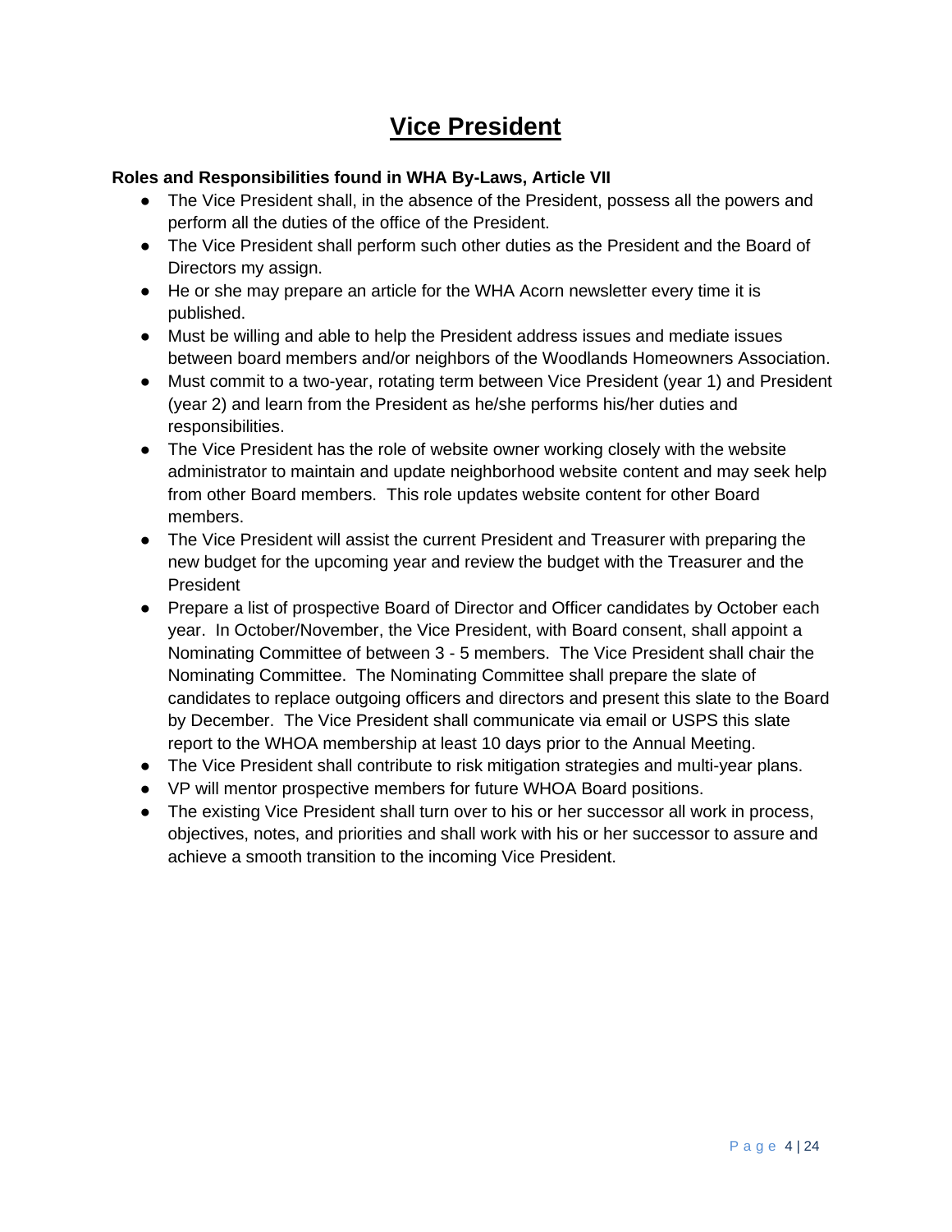# Vice President

**Roles and Responsibilities found in WHA By-Laws, Article VII**

- The Vice President shall, in the absence of the President, possess all the powers and perform all the duties of the office of the President.
- The Vice President shall perform such other duties as the President and the Board of Directors my assign.
- He or she may prepare an article for the WHA Acorn newsletter every time it is published.
- Must be willing and able to help the President address issues and mediate issues between board members and/or neighbors of the Woodlands Homeowners Association.
- Must commit to a two-year, rotating term between Vice President (year 1) and President (year 2) and learn from the President as he/she performs his/her duties and responsibilities.
- The Vice President has the role of website owner working closely with the website administrator to maintain and update neighborhood website content and may seek help from other Board members. This role updates website content for other Board members.
- The Vice President will assist the current President and Treasurer with preparing the new budget for the upcoming year and review the budget with the Treasurer and the President
- Prepare a list of prospective Board of Director and Officer candidates by October each year. In October/November, the Vice President, with Board consent, shall appoint a Nominating Committee of between 3 - 5 members. The Vice President shall chair the Nominating Committee. The Nominating Committee shall prepare the slate of candidates to replace outgoing officers and directors and present this slate to the Board by December. The Vice President shall communicate via email or USPS this slate report to the WHOA membership at least 10 days prior to the Annual Meeting.
- The Vice President shall contribute to risk mitigation strategies and multi-year plans.
- VP will mentor prospective members for future WHOA Board positions.
- The existing Vice President shall turn over to his or her successor all work in process, objectives, notes, and priorities and shall work with his or her successor to assure and achieve a smooth transition to the incoming Vice President.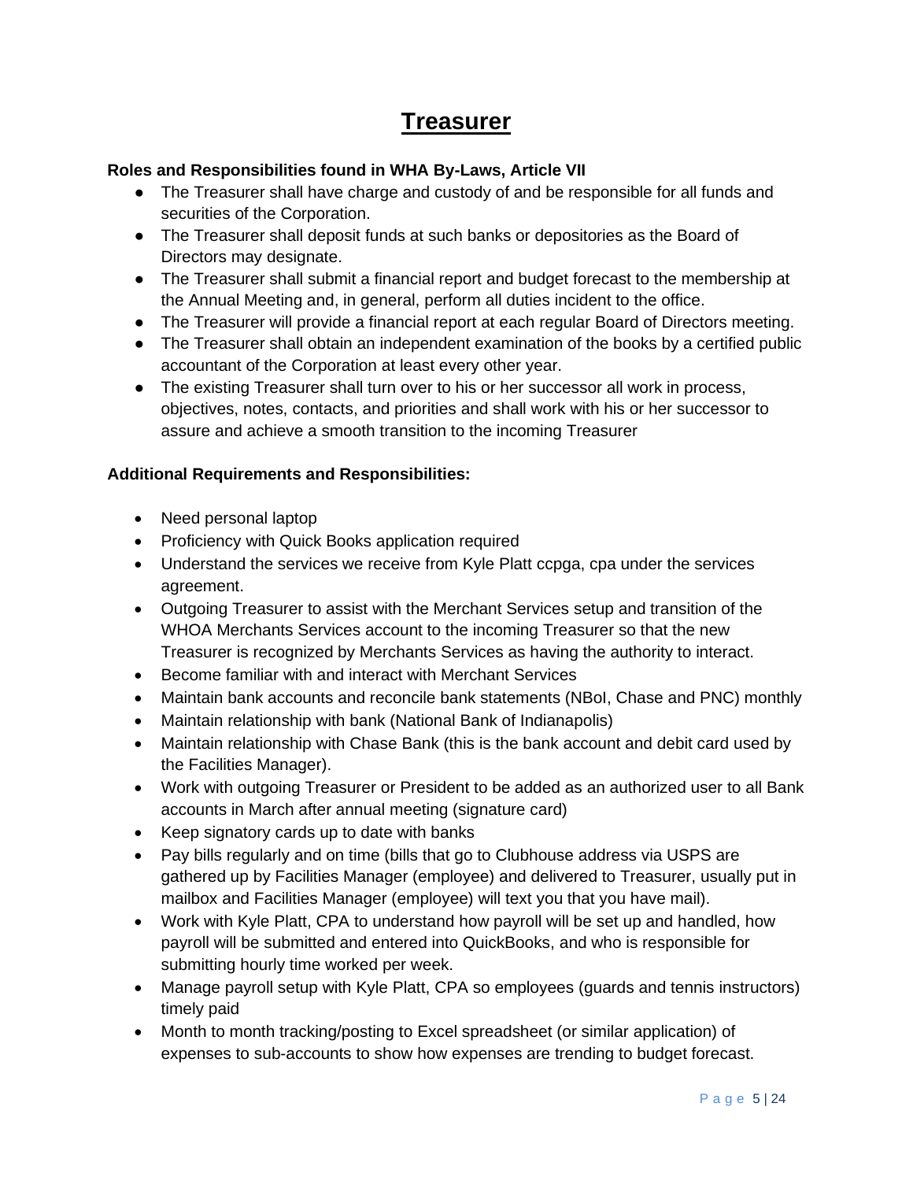# Treasurer

**Roles and Responsibilities found in WHA By-Laws, Article VII**

- The Treasurer shall have charge and custody of and be responsible for all funds and securities of the Corporation.
- The Treasurer shall deposit funds at such banks or depositories as the Board of Directors may designate.
- The Treasurer shall submit a financial report and budget forecast to the membership at the Annual Meeting and, in general, perform all duties incident to the office.
- The Treasurer will provide a financial report at each regular Board of Directors meeting.
- The Treasurer shall obtain an independent examination of the books by a certified public accountant of the Corporation at least every other year.
- The existing Treasurer shall turn over to his or her successor all work in process, objectives, notes, contacts, and priorities and shall work with his or her successor to assure and achieve a smooth transition to the incoming Treasurer

**Additional Requirements and Responsibilities:**

- Need personal laptop
- Proficiency with Quick Books application required
- Understand the services we receive from Kyle Platt ccpga, cpa under the services agreement.
- Outgoing Treasurer to assist with the Merchant Services setup and transition of the WHOA Merchants Services account to the incoming Treasurer so that the new Treasurer is recognized by Merchants Services as having the authority to interact.
- Become familiar with and interact with Merchant Services
- Maintain bank accounts and reconcile bank statements (NBoI, Chase and PNC) monthly
- Maintain relationship with bank (National Bank of Indianapolis)
- Maintain relationship with Chase Bank (this is the bank account and debit card used by the Facilities Manager).
- Work with outgoing Treasurer or President to be added as an authorized user to all Bank accounts in March after annual meeting (signature card)
- Keep signatory cards up to date with banks
- Pay bills regularly and on time (bills that go to Clubhouse address via USPS are gathered up by Facilities Manager (employee) and delivered to Treasurer, usually put in mailbox and Facilities Manager (employee) will text you that you have mail).
- Work with Kyle Platt, CPA to understand how payroll will be set up and handled, how payroll will be submitted and entered into QuickBooks, and who is responsible for submitting hourly time worked per week.
- Manage payroll setup with Kyle Platt, CPA so employees (guards and tennis instructors) timely paid
- Month to month tracking/posting to Excel spreadsheet (or similar application) of expenses to sub-accounts to show how expenses are trending to budget forecast.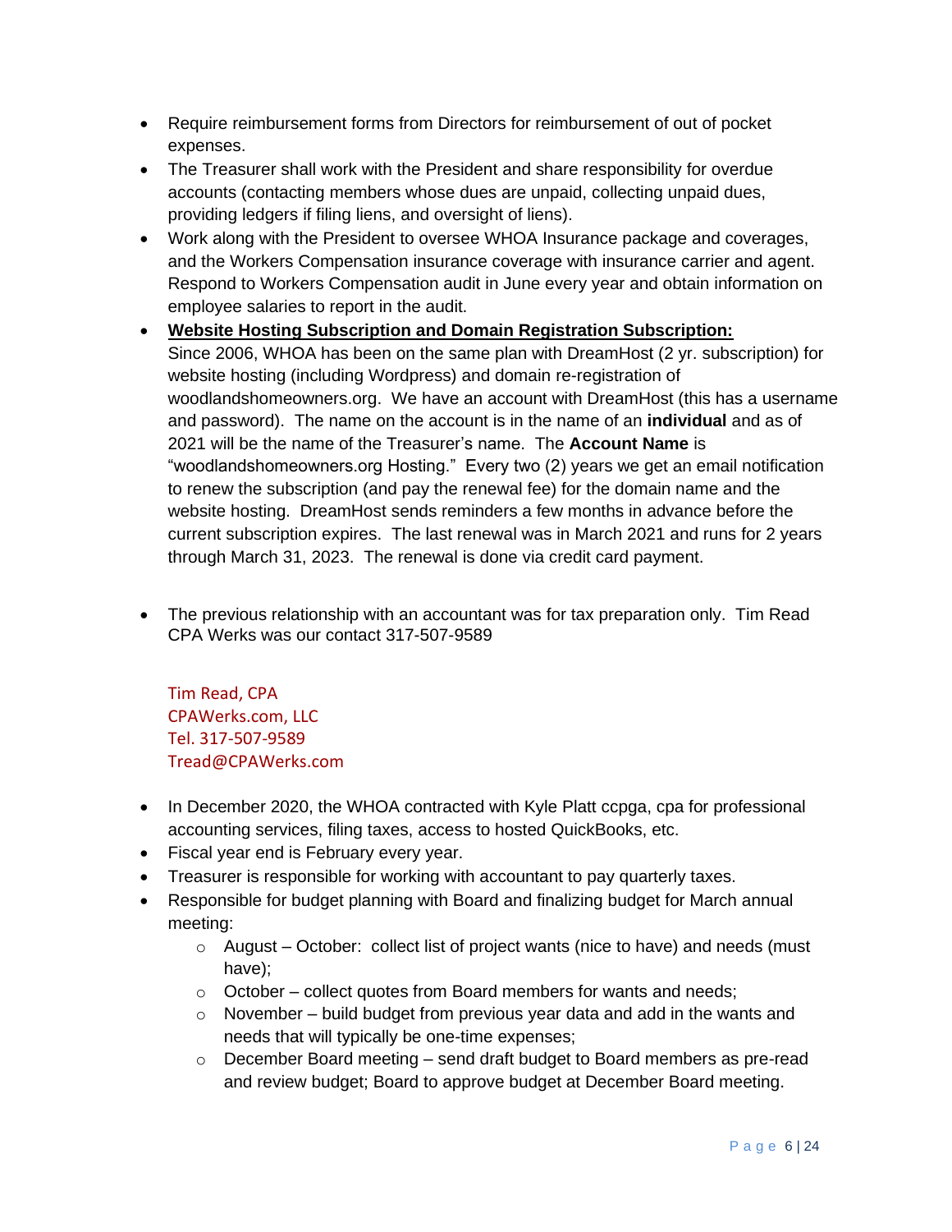- Require reimbursement forms from Directors for reimbursement of out of pocket expenses.
- The Treasurer shall work with the President and share responsibility for overdue accounts (contacting members whose dues are unpaid, collecting unpaid dues, providing ledgers if filing liens, and oversight of liens).
- Work along with the President to oversee WHOA Insurance package and coverages, and the Workers Compensation insurance coverage with insurance carrier and agent. Respond to Workers Compensation audit in June every year and obtain information on employee salaries to report in the audit.
- **Website Hosting Subscription and Domain Registration Subscription:** Since 2006, WHOA has been on the same plan with DreamHost (2 yr. subscription) for website hosting (including Wordpress) and domain re-registration of woodlandshomeowners.org. We have an account with DreamHost (this has a username and password). The name on the account is in the name of an **individual** and as of 2021 will be the name of the Treasurer's name. The **Account Name** is "woodlandshomeowners.org Hosting." Every two (2) years we get an email notification to renew the subscription (and pay the renewal fee) for the domain name and the website hosting. DreamHost sends reminders a few months in advance before the current subscription expires. The last renewal was in March 2021 and runs for 2 years through March 31, 2023. The renewal is done via credit card payment.

- The previous relationship with an accountant was for tax preparation only. Tim Read CPA Werks was our contact 317-507-9589

  Tim Read, CPA
  CPAWerks.com, LLC
  Tel. 317-507-9589
  Tread@CPAWerks.com

- In December 2020, the WHOA contracted with Kyle Platt ccpga, cpa for professional accounting services, filing taxes, access to hosted QuickBooks, etc.
- Fiscal year end is February every year.
- Treasurer is responsible for working with accountant to pay quarterly taxes.
- Responsible for budget planning with Board and finalizing budget for March annual meeting:
  - August – October: collect list of project wants (nice to have) and needs (must have);
  - October – collect quotes from Board members for wants and needs;
  - November – build budget from previous year data and add in the wants and needs that will typically be one-time expenses;
  - December Board meeting – send draft budget to Board members as pre-read and review budget; Board to approve budget at December Board meeting.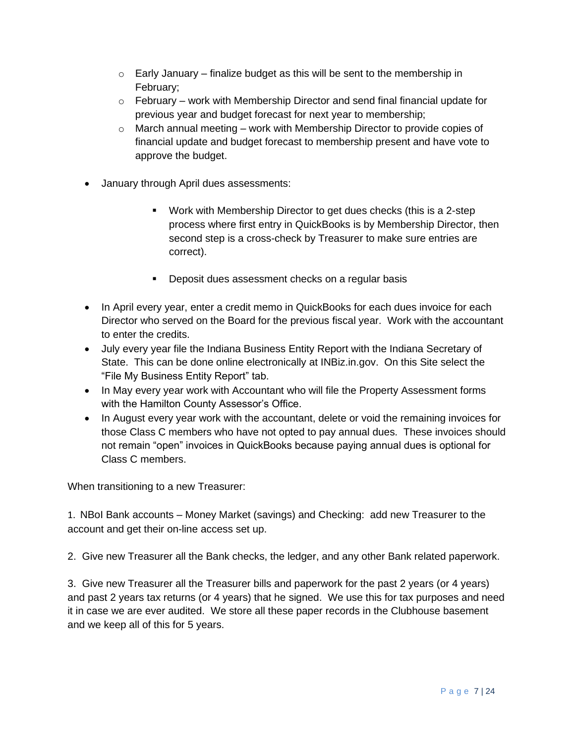- Early January – finalize budget as this will be sent to the membership in February;
    - February – work with Membership Director and send final financial update for previous year and budget forecast for next year to membership;
    - March annual meeting – work with Membership Director to provide copies of financial update and budget forecast to membership present and have vote to approve the budget.

- January through April dues assessments:
    - Work with Membership Director to get dues checks (this is a 2-step process where first entry in QuickBooks is by Membership Director, then second step is a cross-check by Treasurer to make sure entries are correct).
    - Deposit dues assessment checks on a regular basis
- In April every year, enter a credit memo in QuickBooks for each dues invoice for each Director who served on the Board for the previous fiscal year. Work with the accountant to enter the credits.
- July every year file the Indiana Business Entity Report with the Indiana Secretary of State. This can be done online electronically at INBiz.in.gov. On this Site select the "File My Business Entity Report" tab.
- In May every year work with Accountant who will file the Property Assessment forms with the Hamilton County Assessor's Office.
- In August every year work with the accountant, delete or void the remaining invoices for those Class C members who have not opted to pay annual dues. These invoices should not remain "open" invoices in QuickBooks because paying annual dues is optional for Class C members.

When transitioning to a new Treasurer:

1. NBoI Bank accounts – Money Market (savings) and Checking: add new Treasurer to the account and get their on-line access set up.

2. Give new Treasurer all the Bank checks, the ledger, and any other Bank related paperwork.

3. Give new Treasurer all the Treasurer bills and paperwork for the past 2 years (or 4 years) and past 2 years tax returns (or 4 years) that he signed. We use this for tax purposes and need it in case we are ever audited. We store all these paper records in the Clubhouse basement and we keep all of this for 5 years.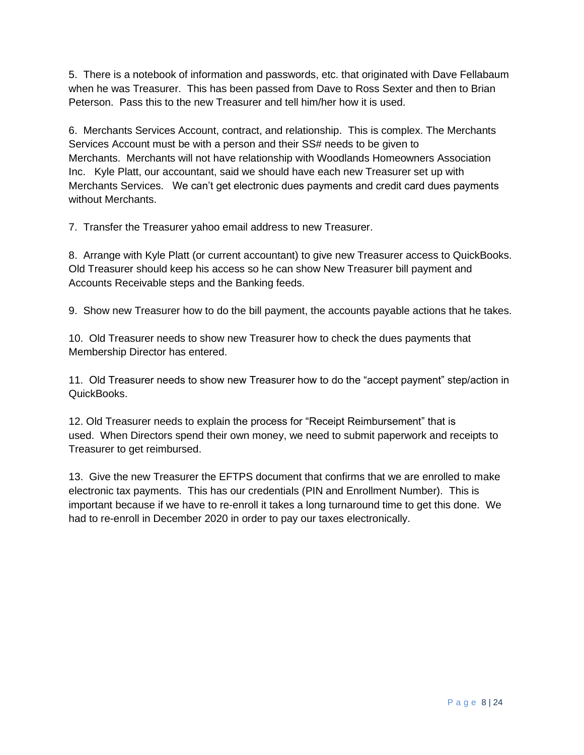5. There is a notebook of information and passwords, etc. that originated with Dave Fellabaum when he was Treasurer. This has been passed from Dave to Ross Sexter and then to Brian Peterson. Pass this to the new Treasurer and tell him/her how it is used.

6. Merchants Services Account, contract, and relationship. This is complex. The Merchants Services Account must be with a person and their SS# needs to be given to Merchants. Merchants will not have relationship with Woodlands Homeowners Association Inc. Kyle Platt, our accountant, said we should have each new Treasurer set up with Merchants Services. We can't get electronic dues payments and credit card dues payments without Merchants.

7. Transfer the Treasurer yahoo email address to new Treasurer.

8. Arrange with Kyle Platt (or current accountant) to give new Treasurer access to QuickBooks. Old Treasurer should keep his access so he can show New Treasurer bill payment and Accounts Receivable steps and the Banking feeds.

9. Show new Treasurer how to do the bill payment, the accounts payable actions that he takes.

10. Old Treasurer needs to show new Treasurer how to check the dues payments that Membership Director has entered.

11. Old Treasurer needs to show new Treasurer how to do the "accept payment" step/action in QuickBooks.

12. Old Treasurer needs to explain the process for "Receipt Reimbursement" that is used. When Directors spend their own money, we need to submit paperwork and receipts to Treasurer to get reimbursed.

13. Give the new Treasurer the EFTPS document that confirms that we are enrolled to make electronic tax payments. This has our credentials (PIN and Enrollment Number). This is important because if we have to re-enroll it takes a long turnaround time to get this done. We had to re-enroll in December 2020 in order to pay our taxes electronically.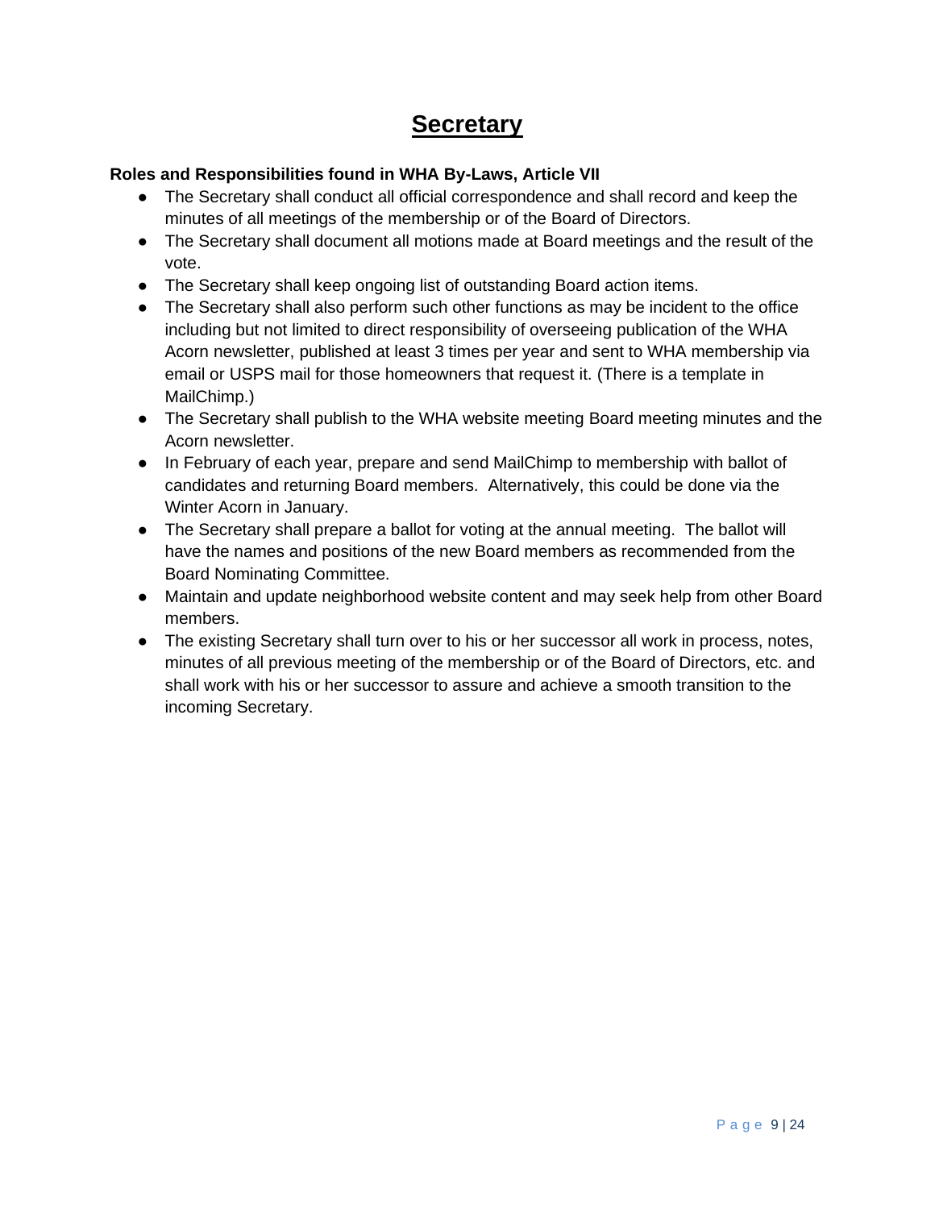# Secretary

**Roles and Responsibilities found in WHA By-Laws, Article VII**

- The Secretary shall conduct all official correspondence and shall record and keep the minutes of all meetings of the membership or of the Board of Directors.
- The Secretary shall document all motions made at Board meetings and the result of the vote.
- The Secretary shall keep ongoing list of outstanding Board action items.
- The Secretary shall also perform such other functions as may be incident to the office including but not limited to direct responsibility of overseeing publication of the WHA Acorn newsletter, published at least 3 times per year and sent to WHA membership via email or USPS mail for those homeowners that request it. (There is a template in MailChimp.)
- The Secretary shall publish to the WHA website meeting Board meeting minutes and the Acorn newsletter.
- In February of each year, prepare and send MailChimp to membership with ballot of candidates and returning Board members. Alternatively, this could be done via the Winter Acorn in January.
- The Secretary shall prepare a ballot for voting at the annual meeting. The ballot will have the names and positions of the new Board members as recommended from the Board Nominating Committee.
- Maintain and update neighborhood website content and may seek help from other Board members.
- The existing Secretary shall turn over to his or her successor all work in process, notes, minutes of all previous meeting of the membership or of the Board of Directors, etc. and shall work with his or her successor to assure and achieve a smooth transition to the incoming Secretary.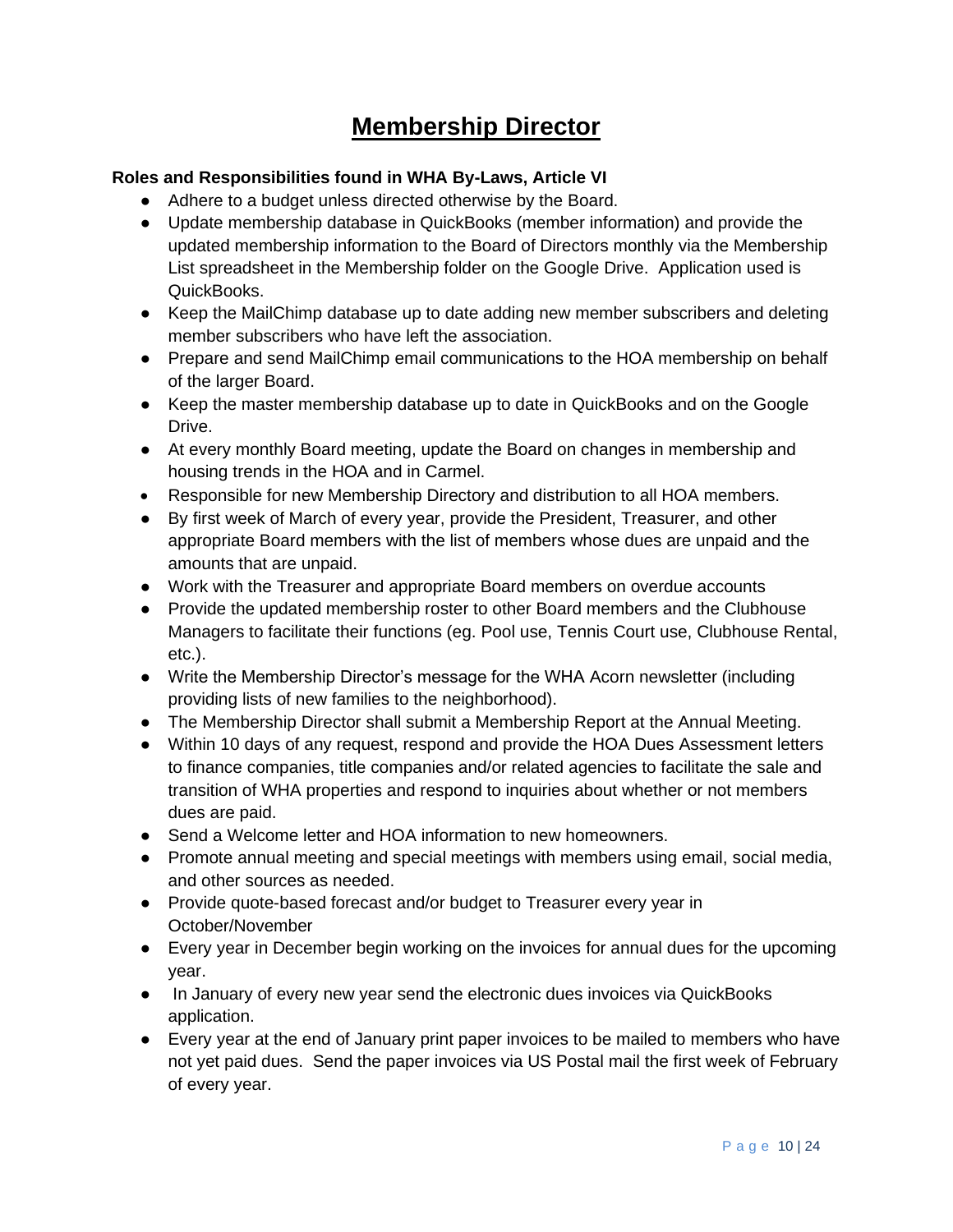# Membership Director

**Roles and Responsibilities found in WHA By-Laws, Article VI**

- Adhere to a budget unless directed otherwise by the Board.
- Update membership database in QuickBooks (member information) and provide the updated membership information to the Board of Directors monthly via the Membership List spreadsheet in the Membership folder on the Google Drive. Application used is QuickBooks.
- Keep the MailChimp database up to date adding new member subscribers and deleting member subscribers who have left the association.
- Prepare and send MailChimp email communications to the HOA membership on behalf of the larger Board.
- Keep the master membership database up to date in QuickBooks and on the Google Drive.
- At every monthly Board meeting, update the Board on changes in membership and housing trends in the HOA and in Carmel.
- Responsible for new Membership Directory and distribution to all HOA members.
- By first week of March of every year, provide the President, Treasurer, and other appropriate Board members with the list of members whose dues are unpaid and the amounts that are unpaid.
- Work with the Treasurer and appropriate Board members on overdue accounts
- Provide the updated membership roster to other Board members and the Clubhouse Managers to facilitate their functions (eg. Pool use, Tennis Court use, Clubhouse Rental, etc.).
- Write the Membership Director's message for the WHA Acorn newsletter (including providing lists of new families to the neighborhood).
- The Membership Director shall submit a Membership Report at the Annual Meeting.
- Within 10 days of any request, respond and provide the HOA Dues Assessment letters to finance companies, title companies and/or related agencies to facilitate the sale and transition of WHA properties and respond to inquiries about whether or not members dues are paid.
- Send a Welcome letter and HOA information to new homeowners.
- Promote annual meeting and special meetings with members using email, social media, and other sources as needed.
- Provide quote-based forecast and/or budget to Treasurer every year in October/November
- Every year in December begin working on the invoices for annual dues for the upcoming year.
- In January of every new year send the electronic dues invoices via QuickBooks application.
- Every year at the end of January print paper invoices to be mailed to members who have not yet paid dues. Send the paper invoices via US Postal mail the first week of February of every year.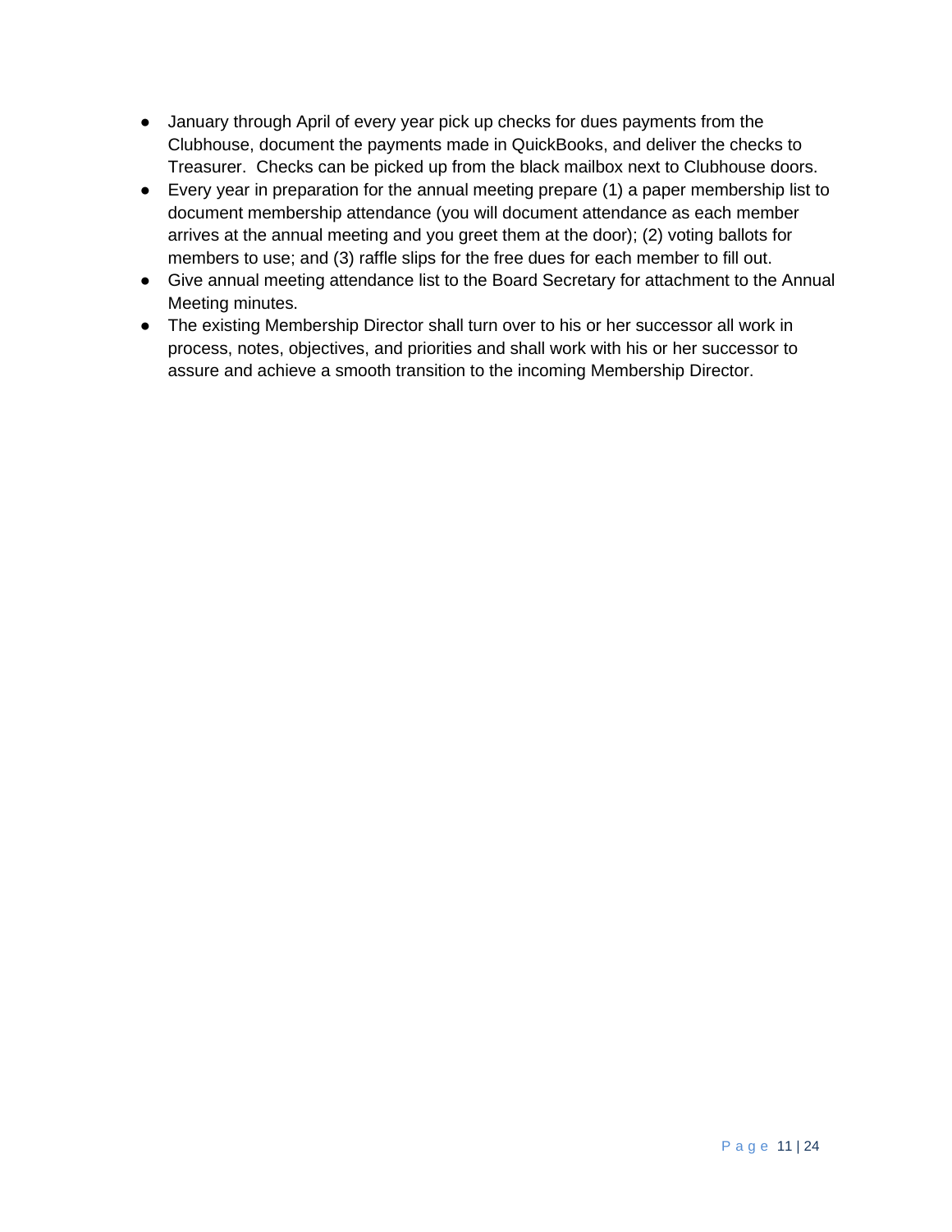- January through April of every year pick up checks for dues payments from the Clubhouse, document the payments made in QuickBooks, and deliver the checks to Treasurer. Checks can be picked up from the black mailbox next to Clubhouse doors.
- Every year in preparation for the annual meeting prepare (1) a paper membership list to document membership attendance (you will document attendance as each member arrives at the annual meeting and you greet them at the door); (2) voting ballots for members to use; and (3) raffle slips for the free dues for each member to fill out.
- Give annual meeting attendance list to the Board Secretary for attachment to the Annual Meeting minutes.
- The existing Membership Director shall turn over to his or her successor all work in process, notes, objectives, and priorities and shall work with his or her successor to assure and achieve a smooth transition to the incoming Membership Director.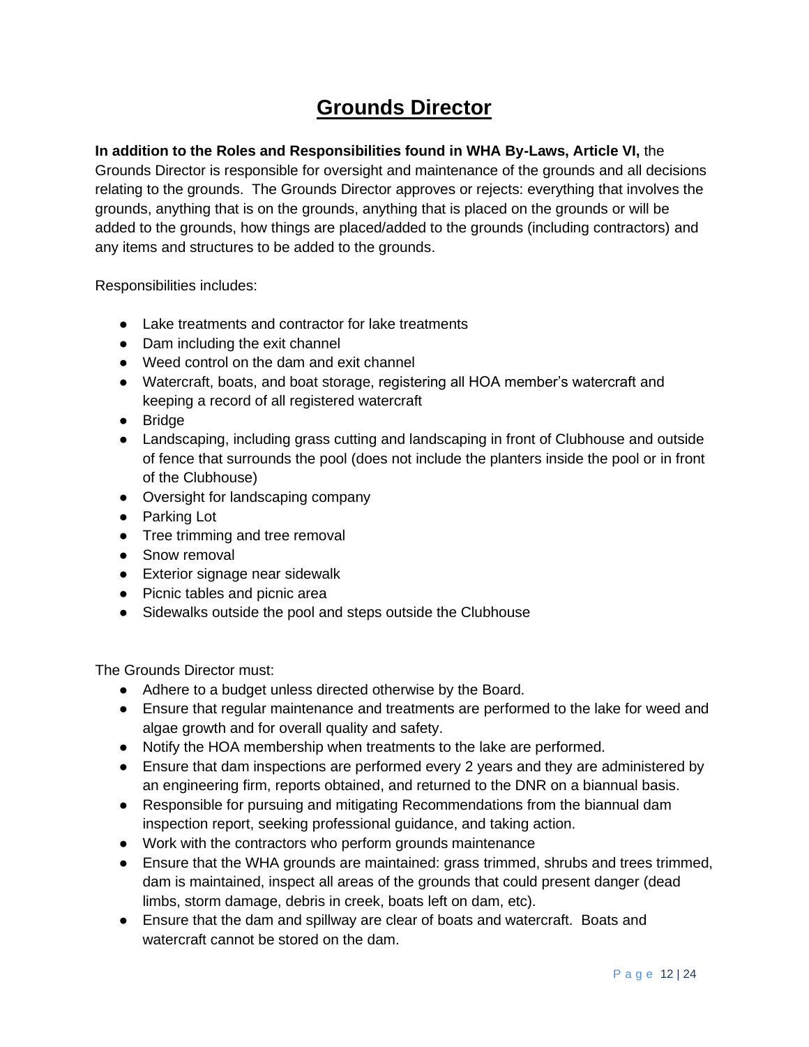# Grounds Director

**In addition to the Roles and Responsibilities found in WHA By-Laws, Article VI,** the Grounds Director is responsible for oversight and maintenance of the grounds and all decisions relating to the grounds. The Grounds Director approves or rejects: everything that involves the grounds, anything that is on the grounds, anything that is placed on the grounds or will be added to the grounds, how things are placed/added to the grounds (including contractors) and any items and structures to be added to the grounds.

Responsibilities includes:

- Lake treatments and contractor for lake treatments
- Dam including the exit channel
- Weed control on the dam and exit channel
- Watercraft, boats, and boat storage, registering all HOA member's watercraft and keeping a record of all registered watercraft
- Bridge
- Landscaping, including grass cutting and landscaping in front of Clubhouse and outside of fence that surrounds the pool (does not include the planters inside the pool or in front of the Clubhouse)
- Oversight for landscaping company
- Parking Lot
- Tree trimming and tree removal
- Snow removal
- Exterior signage near sidewalk
- Picnic tables and picnic area
- Sidewalks outside the pool and steps outside the Clubhouse

The Grounds Director must:

- Adhere to a budget unless directed otherwise by the Board.
- Ensure that regular maintenance and treatments are performed to the lake for weed and algae growth and for overall quality and safety.
- Notify the HOA membership when treatments to the lake are performed.
- Ensure that dam inspections are performed every 2 years and they are administered by an engineering firm, reports obtained, and returned to the DNR on a biannual basis.
- Responsible for pursuing and mitigating Recommendations from the biannual dam inspection report, seeking professional guidance, and taking action.
- Work with the contractors who perform grounds maintenance
- Ensure that the WHA grounds are maintained: grass trimmed, shrubs and trees trimmed, dam is maintained, inspect all areas of the grounds that could present danger (dead limbs, storm damage, debris in creek, boats left on dam, etc).
- Ensure that the dam and spillway are clear of boats and watercraft. Boats and watercraft cannot be stored on the dam.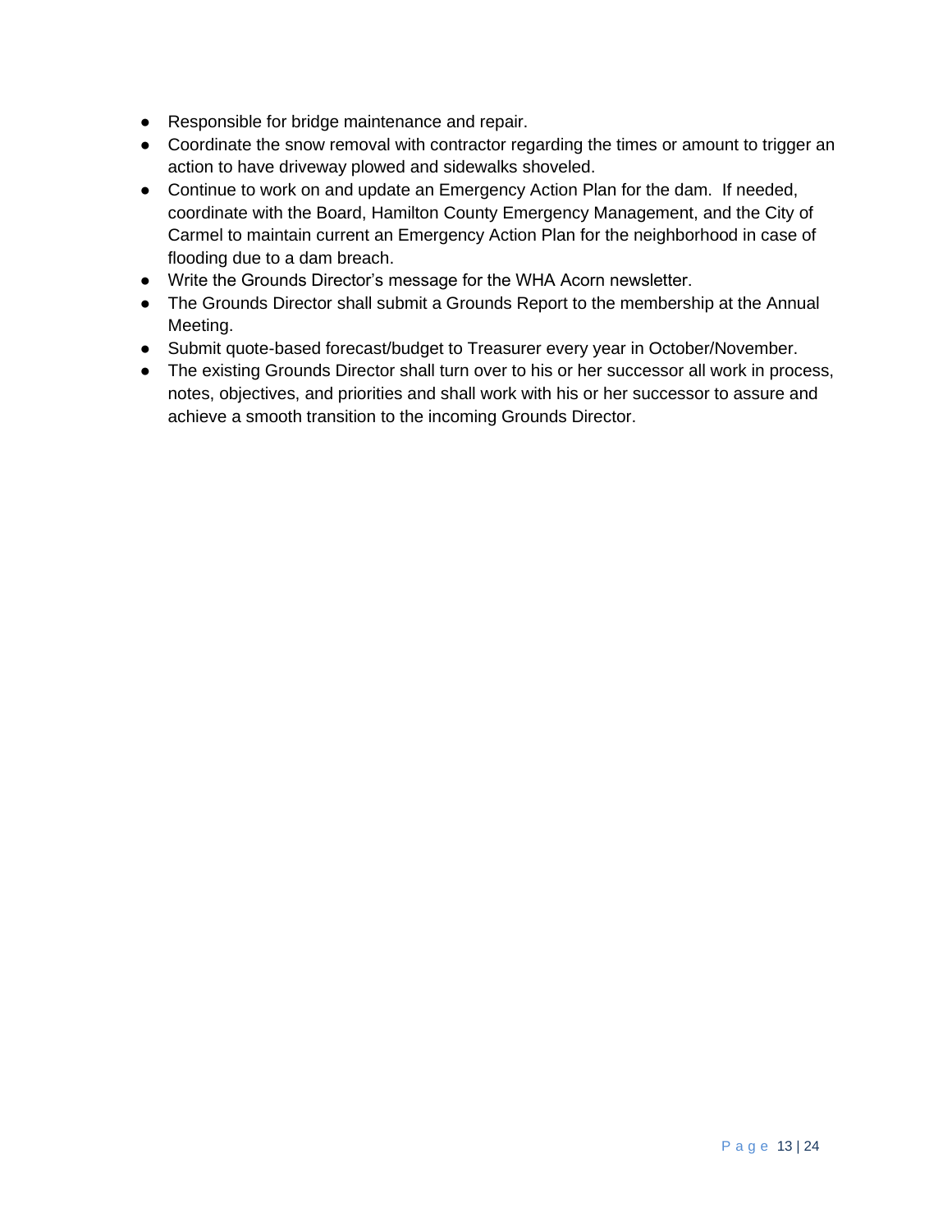- Responsible for bridge maintenance and repair.
- Coordinate the snow removal with contractor regarding the times or amount to trigger an action to have driveway plowed and sidewalks shoveled.
- Continue to work on and update an Emergency Action Plan for the dam. If needed, coordinate with the Board, Hamilton County Emergency Management, and the City of Carmel to maintain current an Emergency Action Plan for the neighborhood in case of flooding due to a dam breach.
- Write the Grounds Director's message for the WHA Acorn newsletter.
- The Grounds Director shall submit a Grounds Report to the membership at the Annual Meeting.
- Submit quote-based forecast/budget to Treasurer every year in October/November.
- The existing Grounds Director shall turn over to his or her successor all work in process, notes, objectives, and priorities and shall work with his or her successor to assure and achieve a smooth transition to the incoming Grounds Director.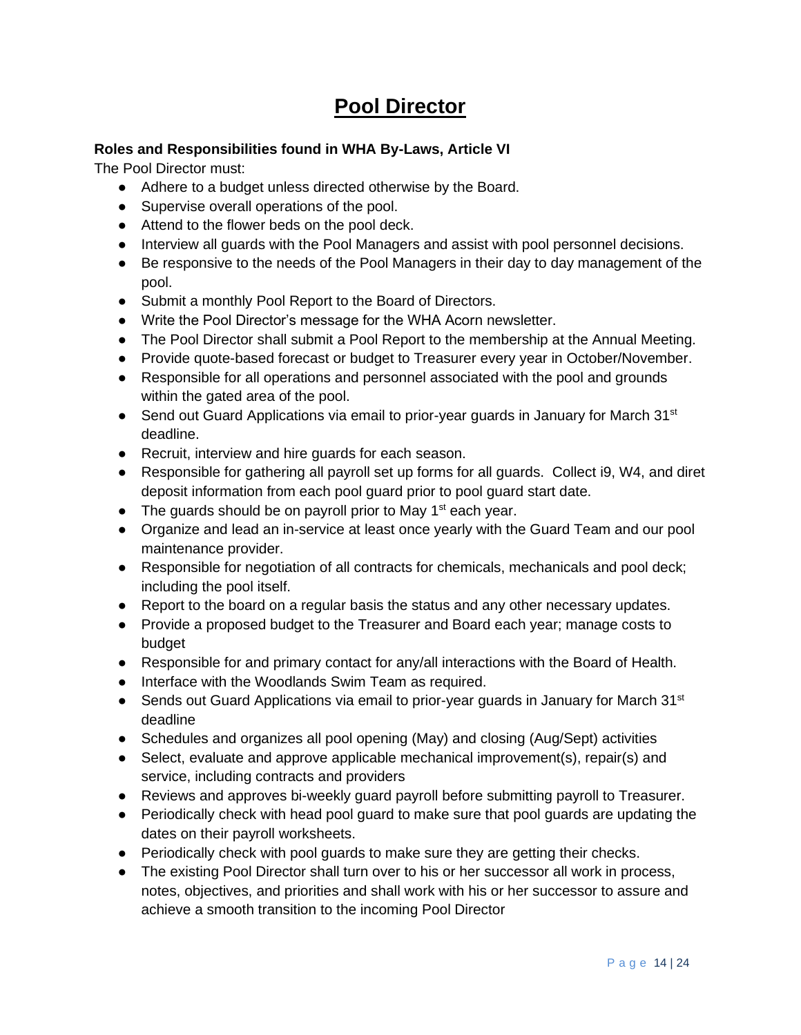# Pool Director

**Roles and Responsibilities found in WHA By-Laws, Article VI**

The Pool Director must:

- Adhere to a budget unless directed otherwise by the Board.
- Supervise overall operations of the pool.
- Attend to the flower beds on the pool deck.
- Interview all guards with the Pool Managers and assist with pool personnel decisions.
- Be responsive to the needs of the Pool Managers in their day to day management of the pool.
- Submit a monthly Pool Report to the Board of Directors.
- Write the Pool Director's message for the WHA Acorn newsletter.
- The Pool Director shall submit a Pool Report to the membership at the Annual Meeting.
- Provide quote-based forecast or budget to Treasurer every year in October/November.
- Responsible for all operations and personnel associated with the pool and grounds within the gated area of the pool.
- Send out Guard Applications via email to prior-year guards in January for March 31st deadline.
- Recruit, interview and hire guards for each season.
- Responsible for gathering all payroll set up forms for all guards. Collect i9, W4, and diret deposit information from each pool guard prior to pool guard start date.
- The guards should be on payroll prior to May 1st each year.
- Organize and lead an in-service at least once yearly with the Guard Team and our pool maintenance provider.
- Responsible for negotiation of all contracts for chemicals, mechanicals and pool deck; including the pool itself.
- Report to the board on a regular basis the status and any other necessary updates.
- Provide a proposed budget to the Treasurer and Board each year; manage costs to budget
- Responsible for and primary contact for any/all interactions with the Board of Health.
- Interface with the Woodlands Swim Team as required.
- Sends out Guard Applications via email to prior-year guards in January for March 31st deadline
- Schedules and organizes all pool opening (May) and closing (Aug/Sept) activities
- Select, evaluate and approve applicable mechanical improvement(s), repair(s) and service, including contracts and providers
- Reviews and approves bi-weekly guard payroll before submitting payroll to Treasurer.
- Periodically check with head pool guard to make sure that pool guards are updating the dates on their payroll worksheets.
- Periodically check with pool guards to make sure they are getting their checks.
- The existing Pool Director shall turn over to his or her successor all work in process, notes, objectives, and priorities and shall work with his or her successor to assure and achieve a smooth transition to the incoming Pool Director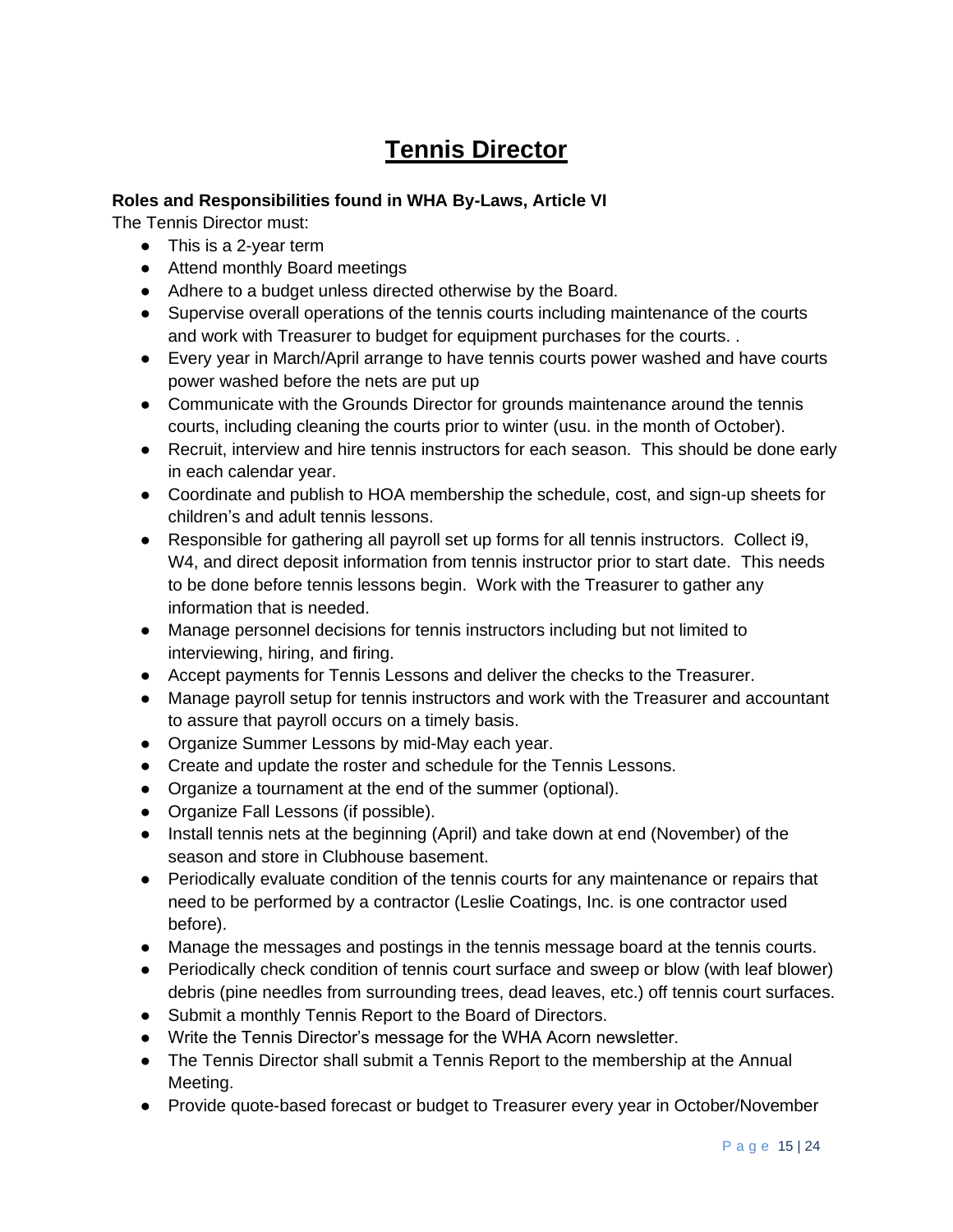# Tennis Director

**Roles and Responsibilities found in WHA By-Laws, Article VI**

The Tennis Director must:

- This is a 2-year term
- Attend monthly Board meetings
- Adhere to a budget unless directed otherwise by the Board.
- Supervise overall operations of the tennis courts including maintenance of the courts and work with Treasurer to budget for equipment purchases for the courts. .
- Every year in March/April arrange to have tennis courts power washed and have courts power washed before the nets are put up
- Communicate with the Grounds Director for grounds maintenance around the tennis courts, including cleaning the courts prior to winter (usu. in the month of October).
- Recruit, interview and hire tennis instructors for each season. This should be done early in each calendar year.
- Coordinate and publish to HOA membership the schedule, cost, and sign-up sheets for children's and adult tennis lessons.
- Responsible for gathering all payroll set up forms for all tennis instructors. Collect i9, W4, and direct deposit information from tennis instructor prior to start date. This needs to be done before tennis lessons begin. Work with the Treasurer to gather any information that is needed.
- Manage personnel decisions for tennis instructors including but not limited to interviewing, hiring, and firing.
- Accept payments for Tennis Lessons and deliver the checks to the Treasurer.
- Manage payroll setup for tennis instructors and work with the Treasurer and accountant to assure that payroll occurs on a timely basis.
- Organize Summer Lessons by mid-May each year.
- Create and update the roster and schedule for the Tennis Lessons.
- Organize a tournament at the end of the summer (optional).
- Organize Fall Lessons (if possible).
- Install tennis nets at the beginning (April) and take down at end (November) of the season and store in Clubhouse basement.
- Periodically evaluate condition of the tennis courts for any maintenance or repairs that need to be performed by a contractor (Leslie Coatings, Inc. is one contractor used before).
- Manage the messages and postings in the tennis message board at the tennis courts.
- Periodically check condition of tennis court surface and sweep or blow (with leaf blower) debris (pine needles from surrounding trees, dead leaves, etc.) off tennis court surfaces.
- Submit a monthly Tennis Report to the Board of Directors.
- Write the Tennis Director's message for the WHA Acorn newsletter.
- The Tennis Director shall submit a Tennis Report to the membership at the Annual Meeting.
- Provide quote-based forecast or budget to Treasurer every year in October/November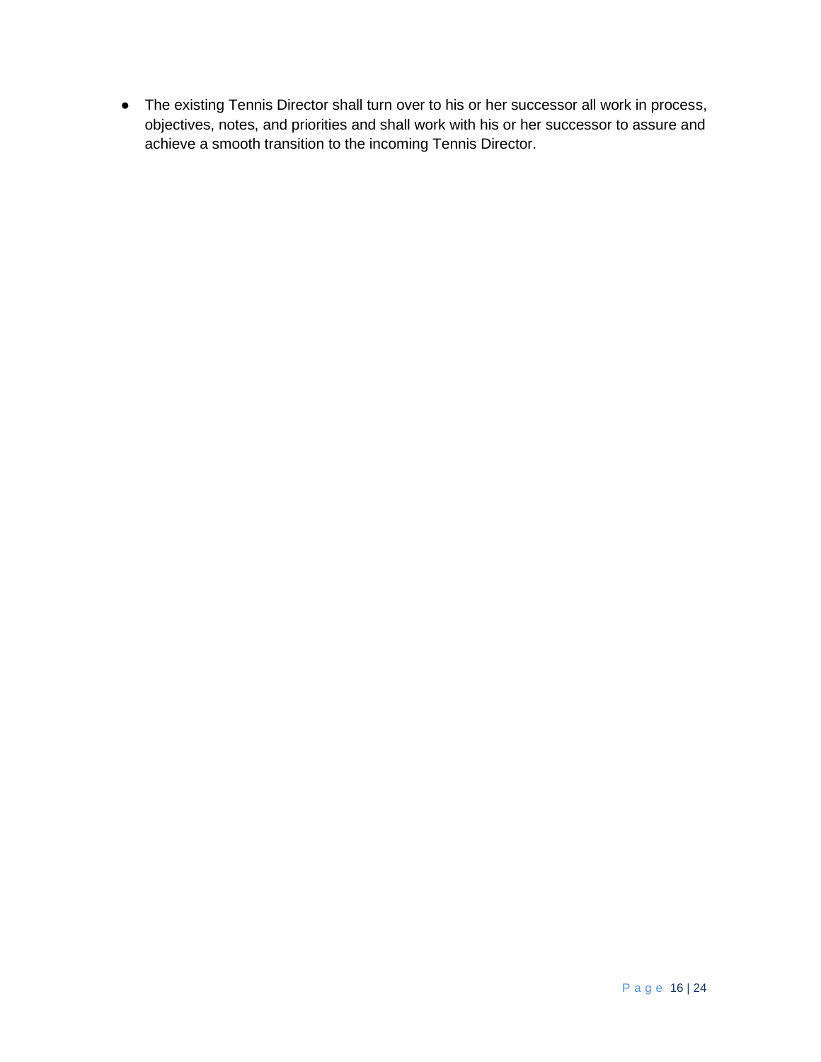- The existing Tennis Director shall turn over to his or her successor all work in process, objectives, notes, and priorities and shall work with his or her successor to assure and achieve a smooth transition to the incoming Tennis Director.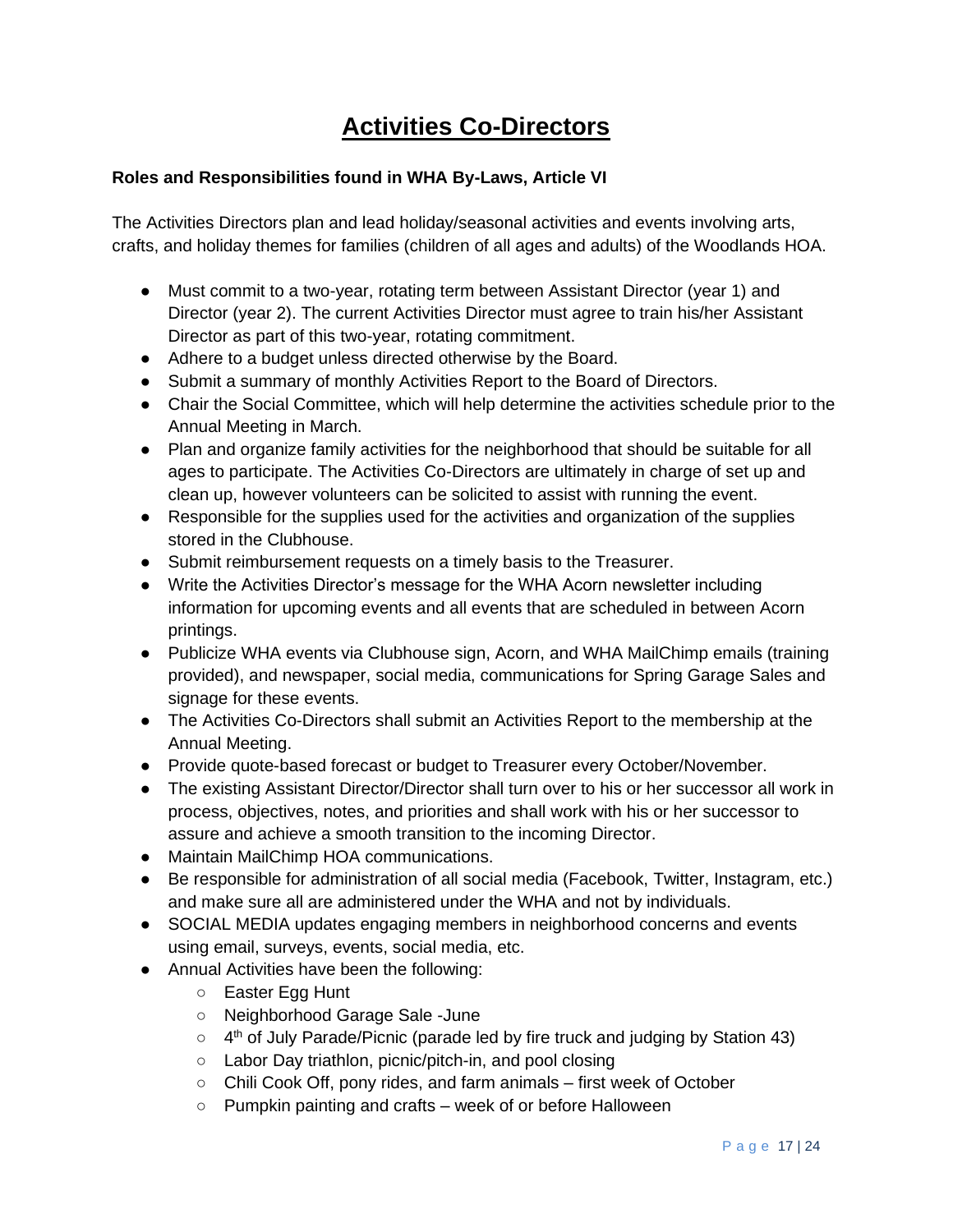# Activities Co-Directors

**Roles and Responsibilities found in WHA By-Laws, Article VI**

The Activities Directors plan and lead holiday/seasonal activities and events involving arts, crafts, and holiday themes for families (children of all ages and adults) of the Woodlands HOA.

- Must commit to a two-year, rotating term between Assistant Director (year 1) and Director (year 2). The current Activities Director must agree to train his/her Assistant Director as part of this two-year, rotating commitment.
- Adhere to a budget unless directed otherwise by the Board.
- Submit a summary of monthly Activities Report to the Board of Directors.
- Chair the Social Committee, which will help determine the activities schedule prior to the Annual Meeting in March.
- Plan and organize family activities for the neighborhood that should be suitable for all ages to participate. The Activities Co-Directors are ultimately in charge of set up and clean up, however volunteers can be solicited to assist with running the event.
- Responsible for the supplies used for the activities and organization of the supplies stored in the Clubhouse.
- Submit reimbursement requests on a timely basis to the Treasurer.
- Write the Activities Director's message for the WHA Acorn newsletter including information for upcoming events and all events that are scheduled in between Acorn printings.
- Publicize WHA events via Clubhouse sign, Acorn, and WHA MailChimp emails (training provided), and newspaper, social media, communications for Spring Garage Sales and signage for these events.
- The Activities Co-Directors shall submit an Activities Report to the membership at the Annual Meeting.
- Provide quote-based forecast or budget to Treasurer every October/November.
- The existing Assistant Director/Director shall turn over to his or her successor all work in process, objectives, notes, and priorities and shall work with his or her successor to assure and achieve a smooth transition to the incoming Director.
- Maintain MailChimp HOA communications.
- Be responsible for administration of all social media (Facebook, Twitter, Instagram, etc.) and make sure all are administered under the WHA and not by individuals.
- SOCIAL MEDIA updates engaging members in neighborhood concerns and events using email, surveys, events, social media, etc.
- Annual Activities have been the following:
  - Easter Egg Hunt
  - Neighborhood Garage Sale -June
  - 4th of July Parade/Picnic (parade led by fire truck and judging by Station 43)
  - Labor Day triathlon, picnic/pitch-in, and pool closing
  - Chili Cook Off, pony rides, and farm animals – first week of October
  - Pumpkin painting and crafts – week of or before Halloween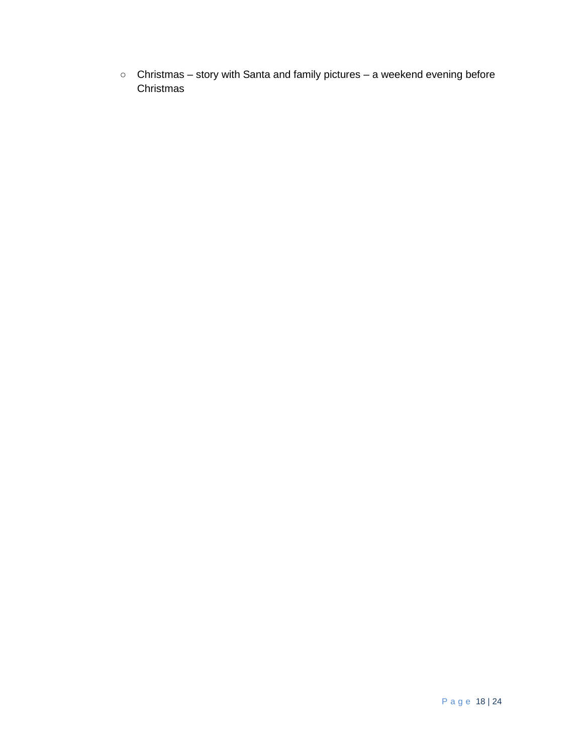- Christmas – story with Santa and family pictures – a weekend evening before Christmas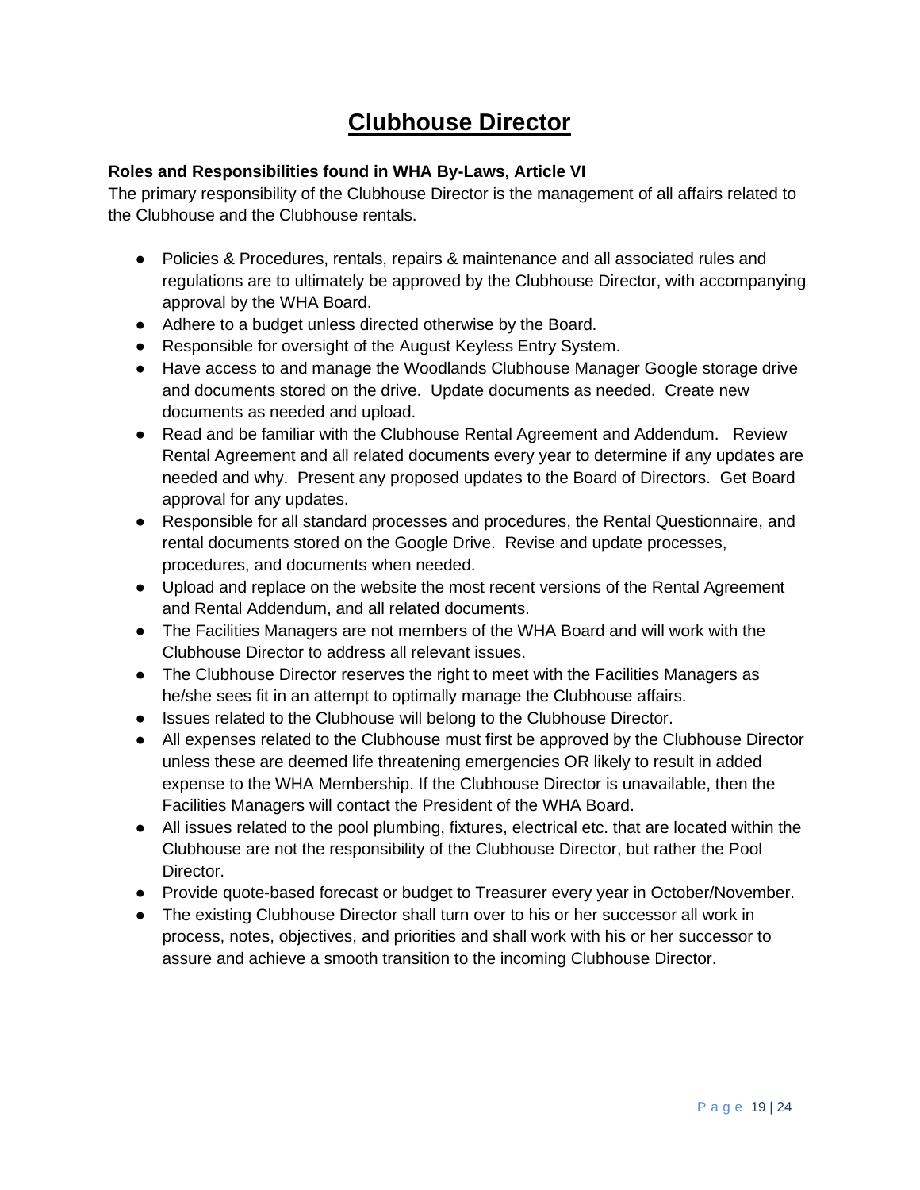# Clubhouse Director

**Roles and Responsibilities found in WHA By-Laws, Article VI**

The primary responsibility of the Clubhouse Director is the management of all affairs related to the Clubhouse and the Clubhouse rentals.

- Policies & Procedures, rentals, repairs & maintenance and all associated rules and regulations are to ultimately be approved by the Clubhouse Director, with accompanying approval by the WHA Board.
- Adhere to a budget unless directed otherwise by the Board.
- Responsible for oversight of the August Keyless Entry System.
- Have access to and manage the Woodlands Clubhouse Manager Google storage drive and documents stored on the drive. Update documents as needed. Create new documents as needed and upload.
- Read and be familiar with the Clubhouse Rental Agreement and Addendum. Review Rental Agreement and all related documents every year to determine if any updates are needed and why. Present any proposed updates to the Board of Directors. Get Board approval for any updates.
- Responsible for all standard processes and procedures, the Rental Questionnaire, and rental documents stored on the Google Drive. Revise and update processes, procedures, and documents when needed.
- Upload and replace on the website the most recent versions of the Rental Agreement and Rental Addendum, and all related documents.
- The Facilities Managers are not members of the WHA Board and will work with the Clubhouse Director to address all relevant issues.
- The Clubhouse Director reserves the right to meet with the Facilities Managers as he/she sees fit in an attempt to optimally manage the Clubhouse affairs.
- Issues related to the Clubhouse will belong to the Clubhouse Director.
- All expenses related to the Clubhouse must first be approved by the Clubhouse Director unless these are deemed life threatening emergencies OR likely to result in added expense to the WHA Membership. If the Clubhouse Director is unavailable, then the Facilities Managers will contact the President of the WHA Board.
- All issues related to the pool plumbing, fixtures, electrical etc. that are located within the Clubhouse are not the responsibility of the Clubhouse Director, but rather the Pool Director.
- Provide quote-based forecast or budget to Treasurer every year in October/November.
- The existing Clubhouse Director shall turn over to his or her successor all work in process, notes, objectives, and priorities and shall work with his or her successor to assure and achieve a smooth transition to the incoming Clubhouse Director.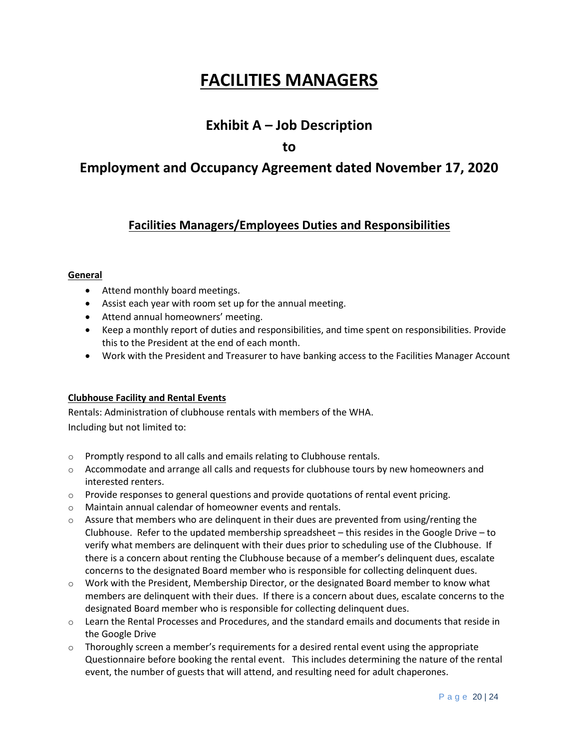# FACILITIES MANAGERS

## Exhibit A – Job Description

## to

## Employment and Occupancy Agreement dated November 17, 2020

### Facilities Managers/Employees Duties and Responsibilities

**General**

- Attend monthly board meetings.
- Assist each year with room set up for the annual meeting.
- Attend annual homeowners' meeting.
- Keep a monthly report of duties and responsibilities, and time spent on responsibilities. Provide this to the President at the end of each month.
- Work with the President and Treasurer to have banking access to the Facilities Manager Account

**Clubhouse Facility and Rental Events**

Rentals: Administration of clubhouse rentals with members of the WHA.
Including but not limited to:

- Promptly respond to all calls and emails relating to Clubhouse rentals.
- Accommodate and arrange all calls and requests for clubhouse tours by new homeowners and interested renters.
- Provide responses to general questions and provide quotations of rental event pricing.
- Maintain annual calendar of homeowner events and rentals.
- Assure that members who are delinquent in their dues are prevented from using/renting the Clubhouse. Refer to the updated membership spreadsheet – this resides in the Google Drive – to verify what members are delinquent with their dues prior to scheduling use of the Clubhouse. If there is a concern about renting the Clubhouse because of a member's delinquent dues, escalate concerns to the designated Board member who is responsible for collecting delinquent dues.
- Work with the President, Membership Director, or the designated Board member to know what members are delinquent with their dues. If there is a concern about dues, escalate concerns to the designated Board member who is responsible for collecting delinquent dues.
- Learn the Rental Processes and Procedures, and the standard emails and documents that reside in the Google Drive
- Thoroughly screen a member's requirements for a desired rental event using the appropriate Questionnaire before booking the rental event. This includes determining the nature of the rental event, the number of guests that will attend, and resulting need for adult chaperones.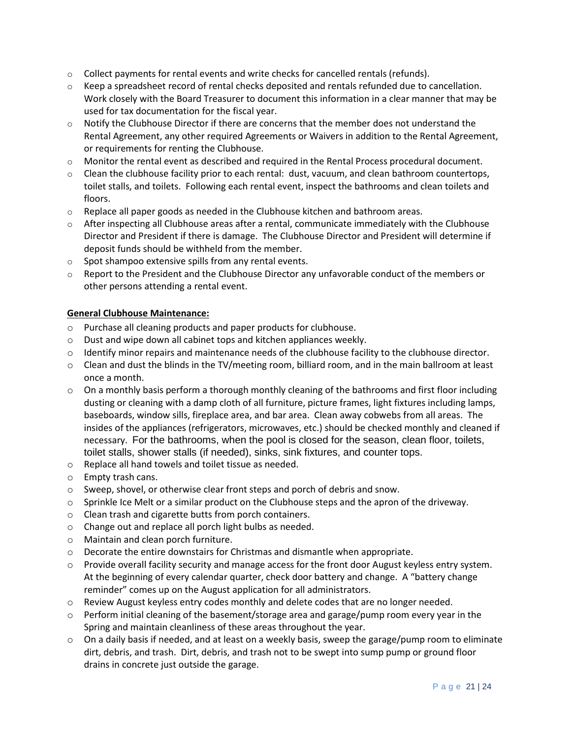- Collect payments for rental events and write checks for cancelled rentals (refunds).
- Keep a spreadsheet record of rental checks deposited and rentals refunded due to cancellation. Work closely with the Board Treasurer to document this information in a clear manner that may be used for tax documentation for the fiscal year.
- Notify the Clubhouse Director if there are concerns that the member does not understand the Rental Agreement, any other required Agreements or Waivers in addition to the Rental Agreement, or requirements for renting the Clubhouse.
- Monitor the rental event as described and required in the Rental Process procedural document.
- Clean the clubhouse facility prior to each rental: dust, vacuum, and clean bathroom countertops, toilet stalls, and toilets. Following each rental event, inspect the bathrooms and clean toilets and floors.
- Replace all paper goods as needed in the Clubhouse kitchen and bathroom areas.
- After inspecting all Clubhouse areas after a rental, communicate immediately with the Clubhouse Director and President if there is damage. The Clubhouse Director and President will determine if deposit funds should be withheld from the member.
- Spot shampoo extensive spills from any rental events.
- Report to the President and the Clubhouse Director any unfavorable conduct of the members or other persons attending a rental event.

**General Clubhouse Maintenance:**

- Purchase all cleaning products and paper products for clubhouse.
- Dust and wipe down all cabinet tops and kitchen appliances weekly.
- Identify minor repairs and maintenance needs of the clubhouse facility to the clubhouse director.
- Clean and dust the blinds in the TV/meeting room, billiard room, and in the main ballroom at least once a month.
- On a monthly basis perform a thorough monthly cleaning of the bathrooms and first floor including dusting or cleaning with a damp cloth of all furniture, picture frames, light fixtures including lamps, baseboards, window sills, fireplace area, and bar area. Clean away cobwebs from all areas. The insides of the appliances (refrigerators, microwaves, etc.) should be checked monthly and cleaned if necessary. For the bathrooms, when the pool is closed for the season, clean floor, toilets, toilet stalls, shower stalls (if needed), sinks, sink fixtures, and counter tops.
- Replace all hand towels and toilet tissue as needed.
- Empty trash cans.
- Sweep, shovel, or otherwise clear front steps and porch of debris and snow.
- Sprinkle Ice Melt or a similar product on the Clubhouse steps and the apron of the driveway.
- Clean trash and cigarette butts from porch containers.
- Change out and replace all porch light bulbs as needed.
- Maintain and clean porch furniture.
- Decorate the entire downstairs for Christmas and dismantle when appropriate.
- Provide overall facility security and manage access for the front door August keyless entry system. At the beginning of every calendar quarter, check door battery and change. A "battery change reminder" comes up on the August application for all administrators.
- Review August keyless entry codes monthly and delete codes that are no longer needed.
- Perform initial cleaning of the basement/storage area and garage/pump room every year in the Spring and maintain cleanliness of these areas throughout the year.
- On a daily basis if needed, and at least on a weekly basis, sweep the garage/pump room to eliminate dirt, debris, and trash. Dirt, debris, and trash not to be swept into sump pump or ground floor drains in concrete just outside the garage.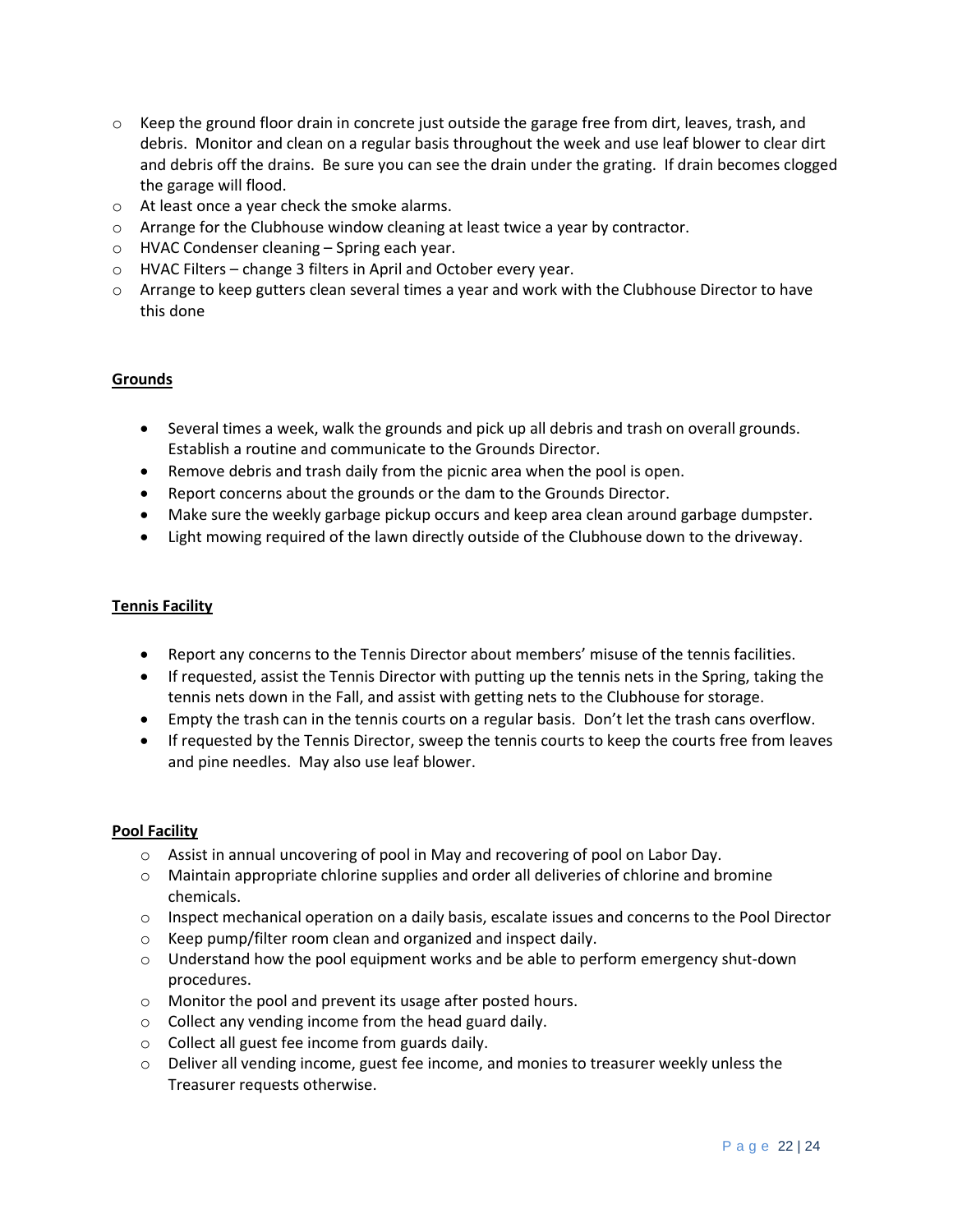- Keep the ground floor drain in concrete just outside the garage free from dirt, leaves, trash, and debris. Monitor and clean on a regular basis throughout the week and use leaf blower to clear dirt and debris off the drains. Be sure you can see the drain under the grating. If drain becomes clogged the garage will flood.
- At least once a year check the smoke alarms.
- Arrange for the Clubhouse window cleaning at least twice a year by contractor.
- HVAC Condenser cleaning – Spring each year.
- HVAC Filters – change 3 filters in April and October every year.
- Arrange to keep gutters clean several times a year and work with the Clubhouse Director to have this done

**Grounds**

- Several times a week, walk the grounds and pick up all debris and trash on overall grounds. Establish a routine and communicate to the Grounds Director.
- Remove debris and trash daily from the picnic area when the pool is open.
- Report concerns about the grounds or the dam to the Grounds Director.
- Make sure the weekly garbage pickup occurs and keep area clean around garbage dumpster.
- Light mowing required of the lawn directly outside of the Clubhouse down to the driveway.

**Tennis Facility**

- Report any concerns to the Tennis Director about members' misuse of the tennis facilities.
- If requested, assist the Tennis Director with putting up the tennis nets in the Spring, taking the tennis nets down in the Fall, and assist with getting nets to the Clubhouse for storage.
- Empty the trash can in the tennis courts on a regular basis. Don't let the trash cans overflow.
- If requested by the Tennis Director, sweep the tennis courts to keep the courts free from leaves and pine needles. May also use leaf blower.

**Pool Facility**

- Assist in annual uncovering of pool in May and recovering of pool on Labor Day.
- Maintain appropriate chlorine supplies and order all deliveries of chlorine and bromine chemicals.
- Inspect mechanical operation on a daily basis, escalate issues and concerns to the Pool Director
- Keep pump/filter room clean and organized and inspect daily.
- Understand how the pool equipment works and be able to perform emergency shut-down procedures.
- Monitor the pool and prevent its usage after posted hours.
- Collect any vending income from the head guard daily.
- Collect all guest fee income from guards daily.
- Deliver all vending income, guest fee income, and monies to treasurer weekly unless the Treasurer requests otherwise.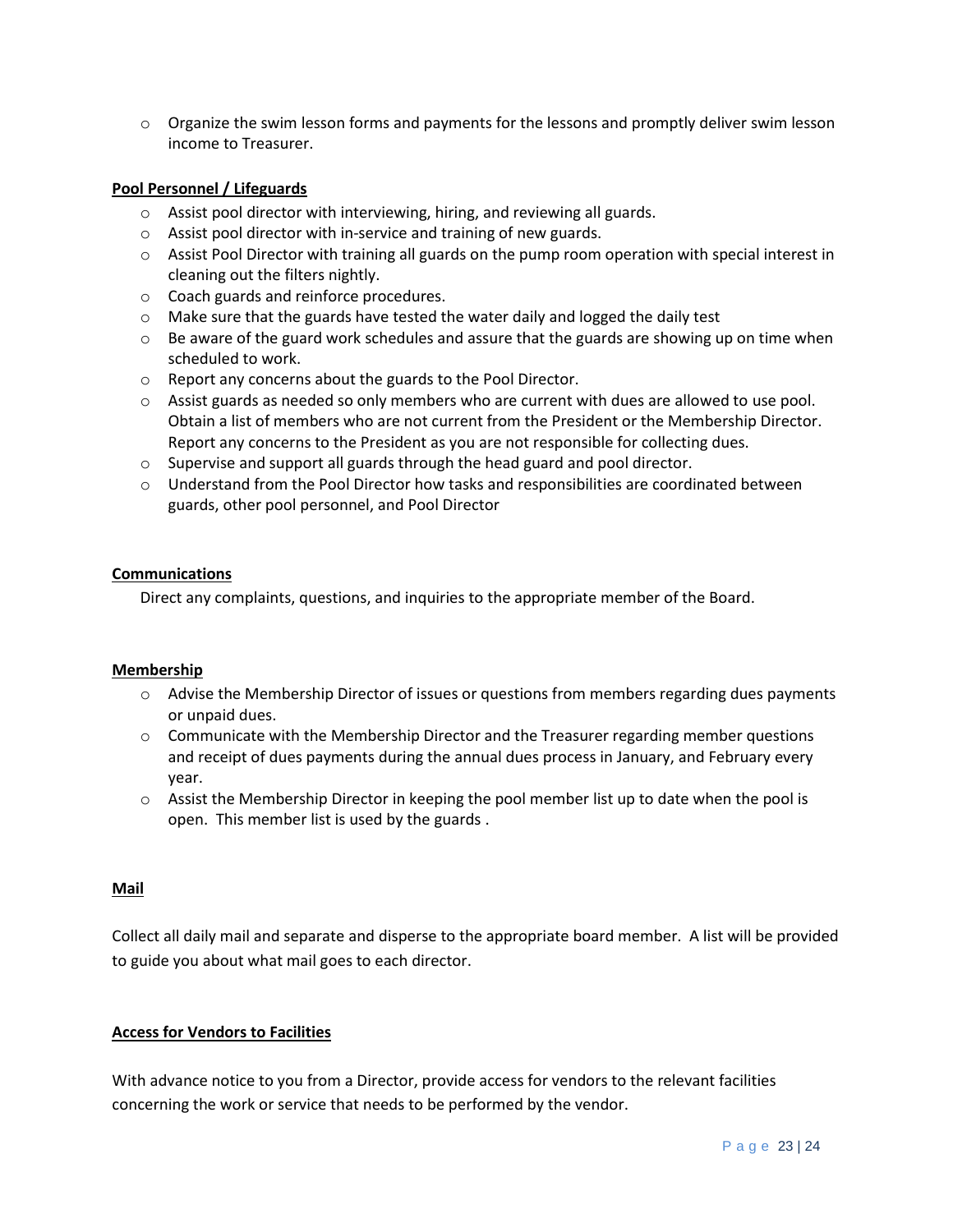- Organize the swim lesson forms and payments for the lessons and promptly deliver swim lesson income to Treasurer.

**Pool Personnel / Lifeguards**

- Assist pool director with interviewing, hiring, and reviewing all guards.
- Assist pool director with in-service and training of new guards.
- Assist Pool Director with training all guards on the pump room operation with special interest in cleaning out the filters nightly.
- Coach guards and reinforce procedures.
- Make sure that the guards have tested the water daily and logged the daily test
- Be aware of the guard work schedules and assure that the guards are showing up on time when scheduled to work.
- Report any concerns about the guards to the Pool Director.
- Assist guards as needed so only members who are current with dues are allowed to use pool. Obtain a list of members who are not current from the President or the Membership Director. Report any concerns to the President as you are not responsible for collecting dues.
- Supervise and support all guards through the head guard and pool director.
- Understand from the Pool Director how tasks and responsibilities are coordinated between guards, other pool personnel, and Pool Director

**Communications**

Direct any complaints, questions, and inquiries to the appropriate member of the Board.

**Membership**

- Advise the Membership Director of issues or questions from members regarding dues payments or unpaid dues.
- Communicate with the Membership Director and the Treasurer regarding member questions and receipt of dues payments during the annual dues process in January, and February every year.
- Assist the Membership Director in keeping the pool member list up to date when the pool is open. This member list is used by the guards .

**Mail**

Collect all daily mail and separate and disperse to the appropriate board member. A list will be provided to guide you about what mail goes to each director.

**Access for Vendors to Facilities**

With advance notice to you from a Director, provide access for vendors to the relevant facilities concerning the work or service that needs to be performed by the vendor.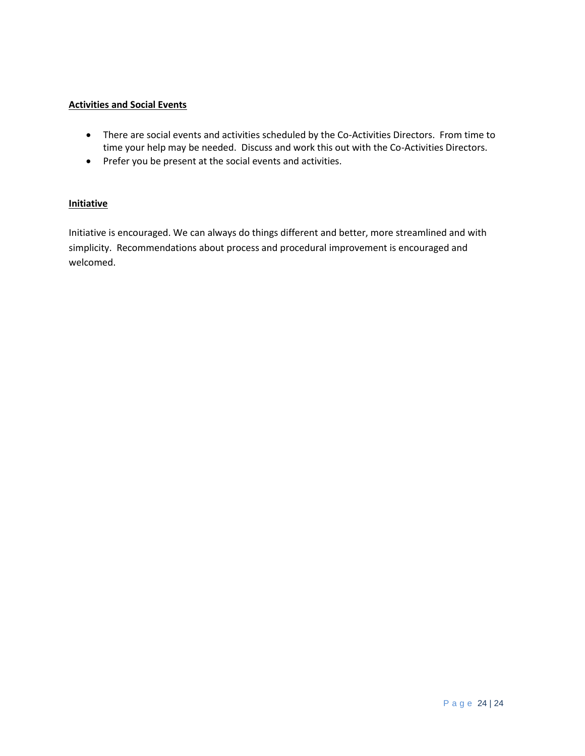**Activities and Social Events**

- There are social events and activities scheduled by the Co-Activities Directors. From time to time your help may be needed. Discuss and work this out with the Co-Activities Directors.
- Prefer you be present at the social events and activities.

**Initiative**

Initiative is encouraged. We can always do things different and better, more streamlined and with simplicity. Recommendations about process and procedural improvement is encouraged and welcomed.